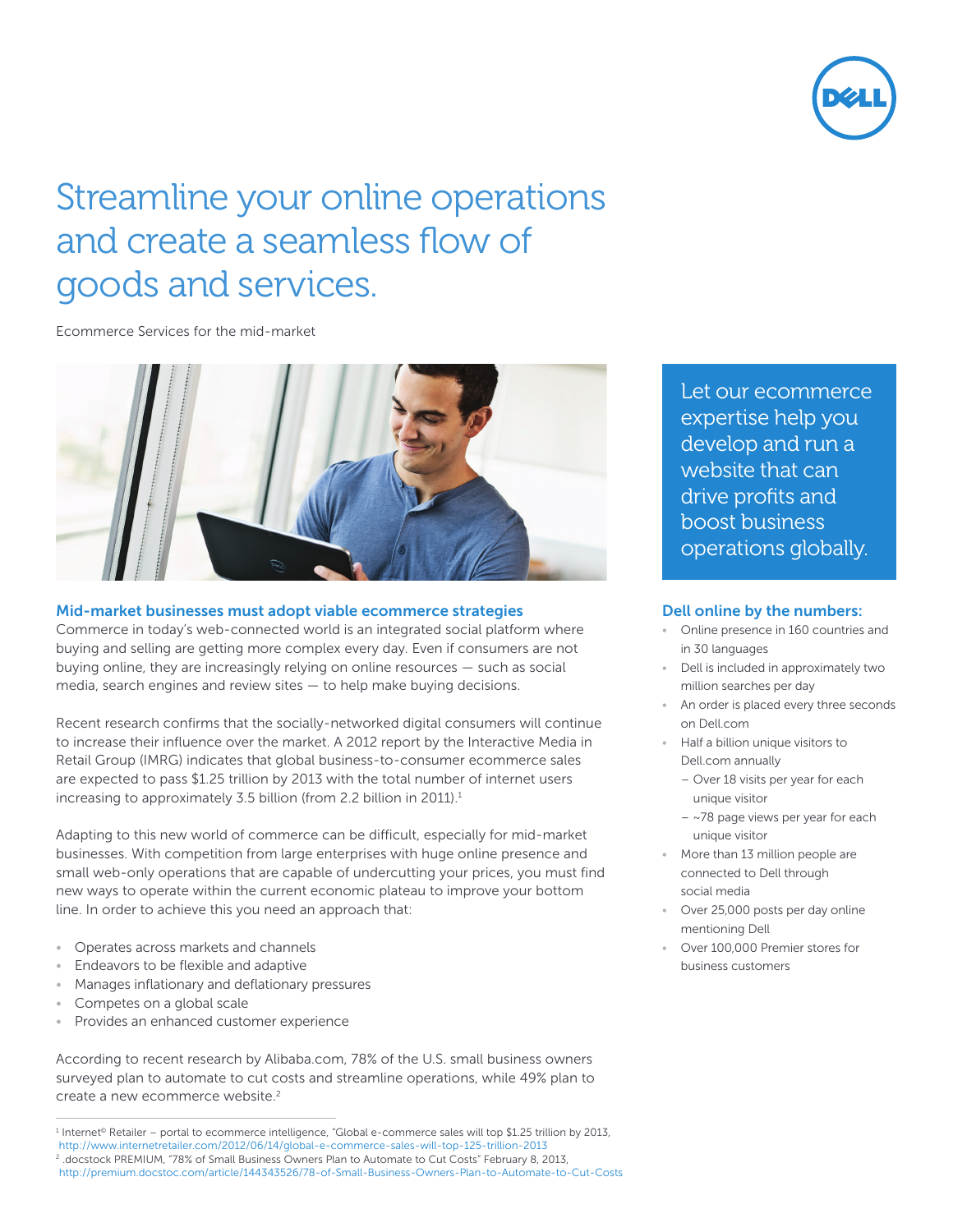# Streamline your online operations and create a seamless flow of goods and services.

Ecommerce Services for the mid-market

## Mid-market businesses must adopt viable ecommerce strategies

Commerce in today's web-connected world is an integrated social platform where buying and selling are getting more complex every day. Even if consumers are not buying online, they are increasingly relying on online resources — such as social media, search engines and review sites — to help make buying decisions.

Recent research confirms that the socially-networked digital consumers will continue to increase their influence over the market. A 2012 report by the Interactive Media in Retail Group (IMRG) indicates that global business-to-consumer ecommerce sales are expected to pass $1.25 trillion by 2013 with the total number of internet users increasing to approximately 3.5 billion (from 2.2 billion in 2011).[1]

Adapting to this new world of commerce can be difficult, especially for mid-market businesses. With competition from large enterprises with huge online presence and small web-only operations that are capable of undercutting your prices, you must find new ways to operate within the current economic plateau to improve your bottom line. In order to achieve this you need an approach that:

- Operates across markets and channels
- Endeavors to be flexible and adaptive
- Manages inflationary and deflationary pressures
- Competes on a global scale
- Provides an enhanced customer experience

According to recent research by Alibaba.com, 78% of the U.S. small business owners surveyed plan to automate to cut costs and streamline operations, while 49% plan to create a new ecommerce website.[2]

Let our ecommerce expertise help you develop and run a website that can drive profits and boost business operations globally.

## Dell online by the numbers:

- Online presence in 160 countries and in 30 languages
- Dell is included in approximately two million searches per day
- An order is placed every three seconds on Dell.com
- Half a billion unique visitors to Dell.com annually
  - Over 18 visits per year for each unique visitor
  - ~78 page views per year for each unique visitor
- More than 13 million people are connected to Dell through social media
- Over 25,000 posts per day online mentioning Dell
- Over 100,000 Premier stores for business customers

---

[1] Internet® Retailer – portal to ecommerce intelligence, "Global e-commerce sales will top $1.25 trillion by 2013, http://www.internetretailer.com/2012/06/14/global-e-commerce-sales-will-top-125-trillion-2013

[2] .docstock PREMIUM, "78% of Small Business Owners Plan to Automate to Cut Costs" February 8, 2013, http://premium.docstoc.com/article/144343526/78-of-Small-Business-Owners-Plan-to-Automate-to-Cut-Costs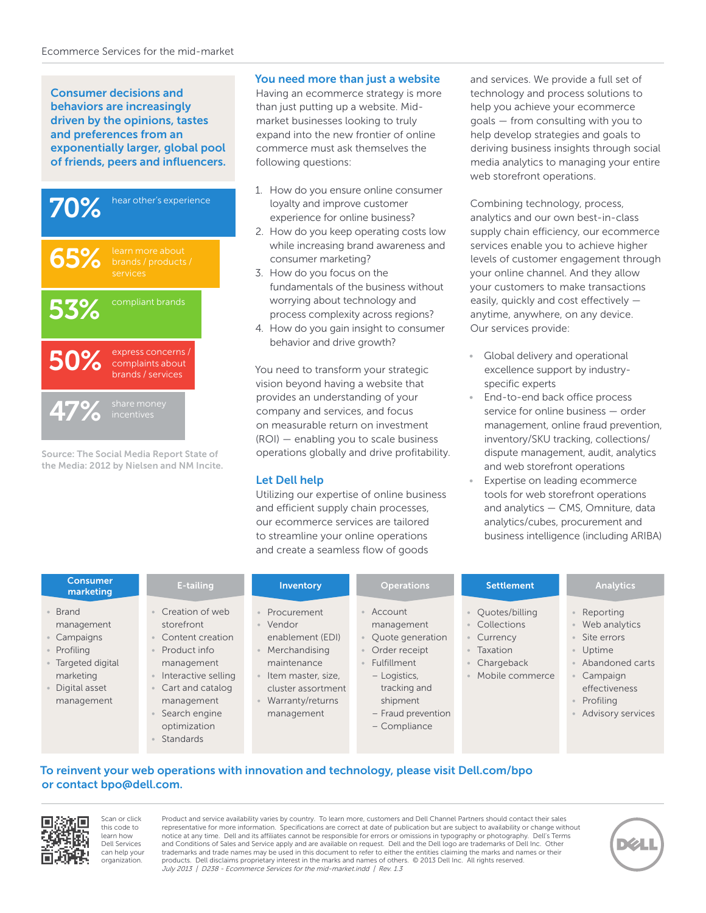**Consumer decisions and behaviors are increasingly driven by the opinions, tastes and preferences from an exponentially larger, global pool of friends, peers and influencers.**

70% hear other's experience

65% learn more about brands / products / services

53% compliant brands

50% express concerns / complaints about brands / services

47% share money incentives

Source: The Social Media Report State of the Media: 2012 by Nielsen and NM Incite.

## You need more than just a website

Having an ecommerce strategy is more than just putting up a website. Mid-market businesses looking to truly expand into the new frontier of online commerce must ask themselves the following questions:

1. How do you ensure online consumer loyalty and improve customer experience for online business?
2. How do you keep operating costs low while increasing brand awareness and consumer marketing?
3. How do you focus on the fundamentals of the business without worrying about technology and process complexity across regions?
4. How do you gain insight to consumer behavior and drive growth?

You need to transform your strategic vision beyond having a website that provides an understanding of your company and services, and focus on measurable return on investment (ROI) — enabling you to scale business operations globally and drive profitability.

## Let Dell help

Utilizing our expertise of online business and efficient supply chain processes, our ecommerce services are tailored to streamline your online operations and create a seamless flow of goods and services. We provide a full set of technology and process solutions to help you achieve your ecommerce goals — from consulting with you to help develop strategies and goals to deriving business insights through social media analytics to managing your entire web storefront operations.

Combining technology, process, analytics and our own best-in-class supply chain efficiency, our ecommerce services enable you to achieve higher levels of customer engagement through your online channel. And they allow your customers to make transactions easily, quickly and cost effectively — anytime, anywhere, on any device. Our services provide:

- Global delivery and operational excellence support by industry-specific experts
- End-to-end back office process service for online business — order management, online fraud prevention, inventory/SKU tracking, collections/dispute management, audit, analytics and web storefront operations
- Expertise on leading ecommerce tools for web storefront operations and analytics — CMS, Omniture, data analytics/cubes, procurement and business intelligence (including ARIBA)

| Consumer marketing | E-tailing | Inventory | Operations | Settlement | Analytics |
|---|---|---|---|---|---|
| • Brand management<br>• Campaigns<br>• Profiling<br>• Targeted digital marketing<br>• Digital asset management | • Creation of web storefront<br>• Content creation<br>• Product info management<br>• Interactive selling<br>• Cart and catalog management<br>• Search engine optimization<br>• Standards | • Procurement<br>• Vendor enablement (EDI)<br>• Merchandising maintenance<br>• Item master, size, cluster assortment<br>• Warranty/returns management | • Account management<br>• Quote generation<br>• Order receipt<br>• Fulfillment<br>– Logistics, tracking and shipment<br>– Fraud prevention<br>– Compliance | • Quotes/billing<br>• Collections<br>• Currency<br>• Taxation<br>• Chargeback<br>• Mobile commerce | • Reporting<br>• Web analytics<br>• Site errors<br>• Uptime<br>• Abandoned carts<br>• Campaign effectiveness<br>• Profiling<br>• Advisory services |

**To reinvent your web operations with innovation and technology, please visit Dell.com/bpo or contact bpo@dell.com.**

Scan or click this code to learn how Dell Services can help your organization.

Product and service availability varies by country. To learn more, customers and Dell Channel Partners should contact their sales representative for more information. Specifications are correct at date of publication but are subject to availability or change without notice at any time. Dell and its affiliates cannot be responsible for errors or omissions in typography or photography. Dell's Terms and Conditions of Sales and Service apply and are available on request. Dell and the Dell logo are trademarks of Dell Inc. Other trademarks and trade names may be used in this document to refer to either the entities claiming the marks and names or their products. Dell disclaims proprietary interest in the marks and names of others. © 2013 Dell Inc. All rights reserved.
*July 2013 | D238 - Ecommerce Services for the mid-market.indd | Rev. 1.3*